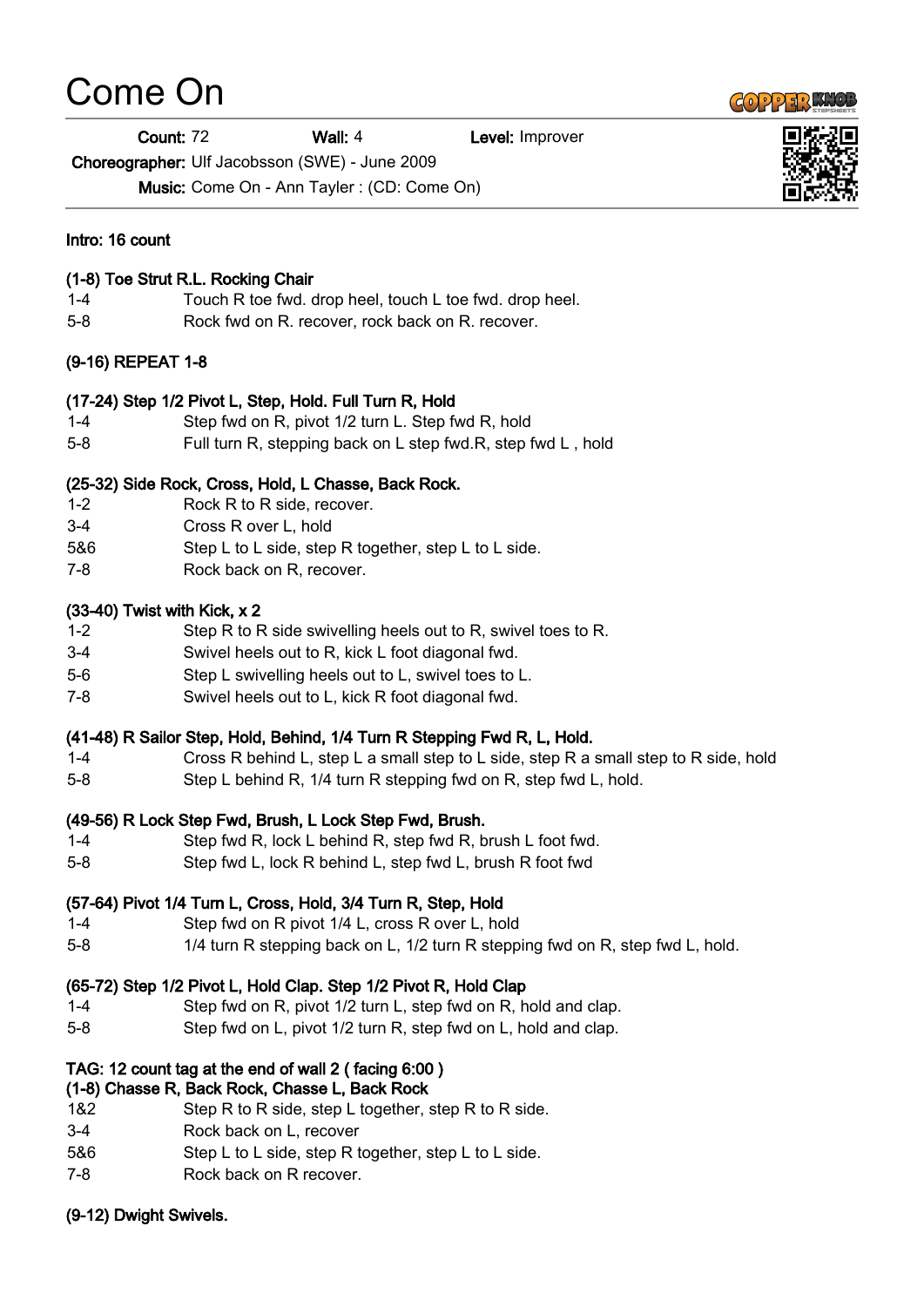# Come On

**Count:** 72 **Wall:** 4 **Level:** Improver

**Choreographer:** Ulf Jacobsson (SWE) - June 2009

**Music:** Come On - Ann Tayler : (CD: Come On)

**Intro: 16 count**

**(1-8) Toe Strut R.L. Rocking Chair**

| | |
|---|---|
| 1-4 | Touch R toe fwd. drop heel, touch L toe fwd. drop heel. |
| 5-8 | Rock fwd on R. recover, rock back on R. recover. |

**(9-16) REPEAT 1-8**

**(17-24) Step 1/2 Pivot L, Step, Hold. Full Turn R, Hold**

| | |
|---|---|
| 1-4 | Step fwd on R, pivot 1/2 turn L. Step fwd R, hold |
| 5-8 | Full turn R, stepping back on L step fwd.R, step fwd L , hold |

**(25-32) Side Rock, Cross, Hold, L Chasse, Back Rock.**

| | |
|---|---|
| 1-2 | Rock R to R side, recover. |
| 3-4 | Cross R over L, hold |
| 5&6 | Step L to L side, step R together, step L to L side. |
| 7-8 | Rock back on R, recover. |

**(33-40) Twist with Kick, x 2**

| | |
|---|---|
| 1-2 | Step R to R side swivelling heels out to R, swivel toes to R. |
| 3-4 | Swivel heels out to R, kick L foot diagonal fwd. |
| 5-6 | Step L swivelling heels out to L, swivel toes to L. |
| 7-8 | Swivel heels out to L, kick R foot diagonal fwd. |

**(41-48) R Sailor Step, Hold, Behind, 1/4 Turn R Stepping Fwd R, L, Hold.**

| | |
|---|---|
| 1-4 | Cross R behind L, step L a small step to L side, step R a small step to R side, hold |
| 5-8 | Step L behind R, 1/4 turn R stepping fwd on R, step fwd L, hold. |

**(49-56) R Lock Step Fwd, Brush, L Lock Step Fwd, Brush.**

| | |
|---|---|
| 1-4 | Step fwd R, lock L behind R, step fwd R, brush L foot fwd. |
| 5-8 | Step fwd L, lock R behind L, step fwd L, brush R foot fwd |

**(57-64) Pivot 1/4 Turn L, Cross, Hold, 3/4 Turn R, Step, Hold**

| | |
|---|---|
| 1-4 | Step fwd on R pivot 1/4 L, cross R over L, hold |
| 5-8 | 1/4 turn R stepping back on L, 1/2 turn R stepping fwd on R, step fwd L, hold. |

**(65-72) Step 1/2 Pivot L, Hold Clap. Step 1/2 Pivot R, Hold Clap**

| | |
|---|---|
| 1-4 | Step fwd on R, pivot 1/2 turn L, step fwd on R, hold and clap. |
| 5-8 | Step fwd on L, pivot 1/2 turn R, step fwd on L, hold and clap. |

**TAG: 12 count tag at the end of wall 2 ( facing 6:00 )**

**(1-8) Chasse R, Back Rock, Chasse L, Back Rock**

| | |
|---|---|
| 1&2 | Step R to R side, step L together, step R to R side. |
| 3-4 | Rock back on L, recover |
| 5&6 | Step L to L side, step R together, step L to L side. |
| 7-8 | Rock back on R recover. |

**(9-12) Dwight Swivels.**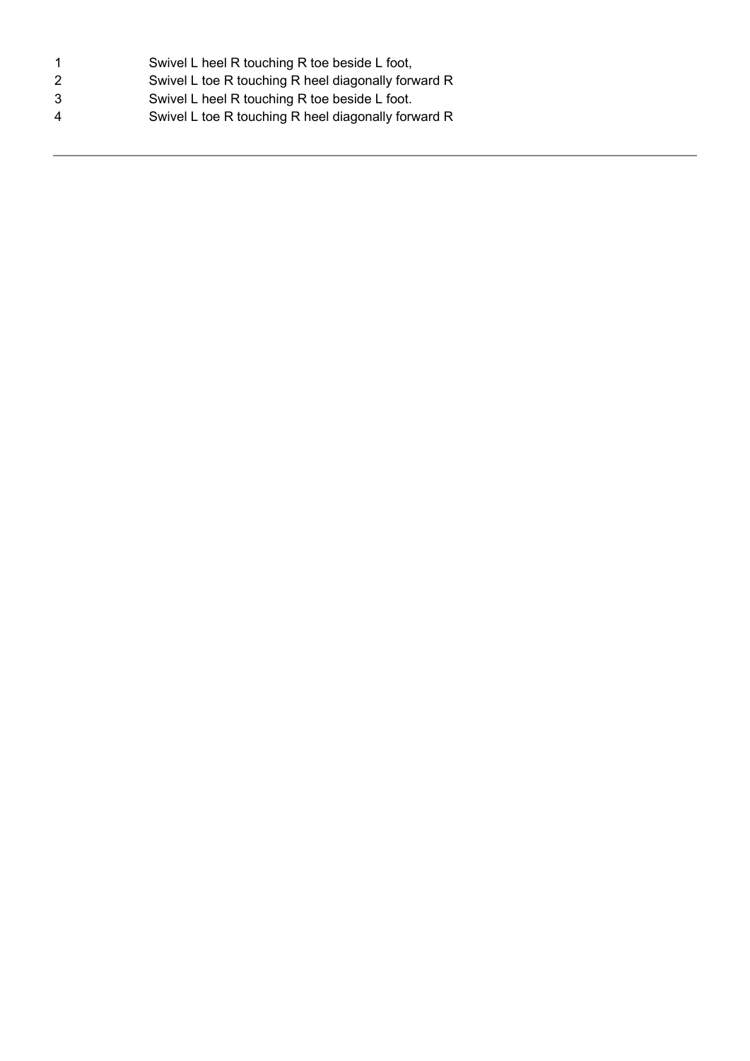| | |
|---|---|
| 1 | Swivel L heel R touching R toe beside L foot, |
| 2 | Swivel L toe R touching R heel diagonally forward R |
| 3 | Swivel L heel R touching R toe beside L foot. |
| 4 | Swivel L toe R touching R heel diagonally forward R |

---